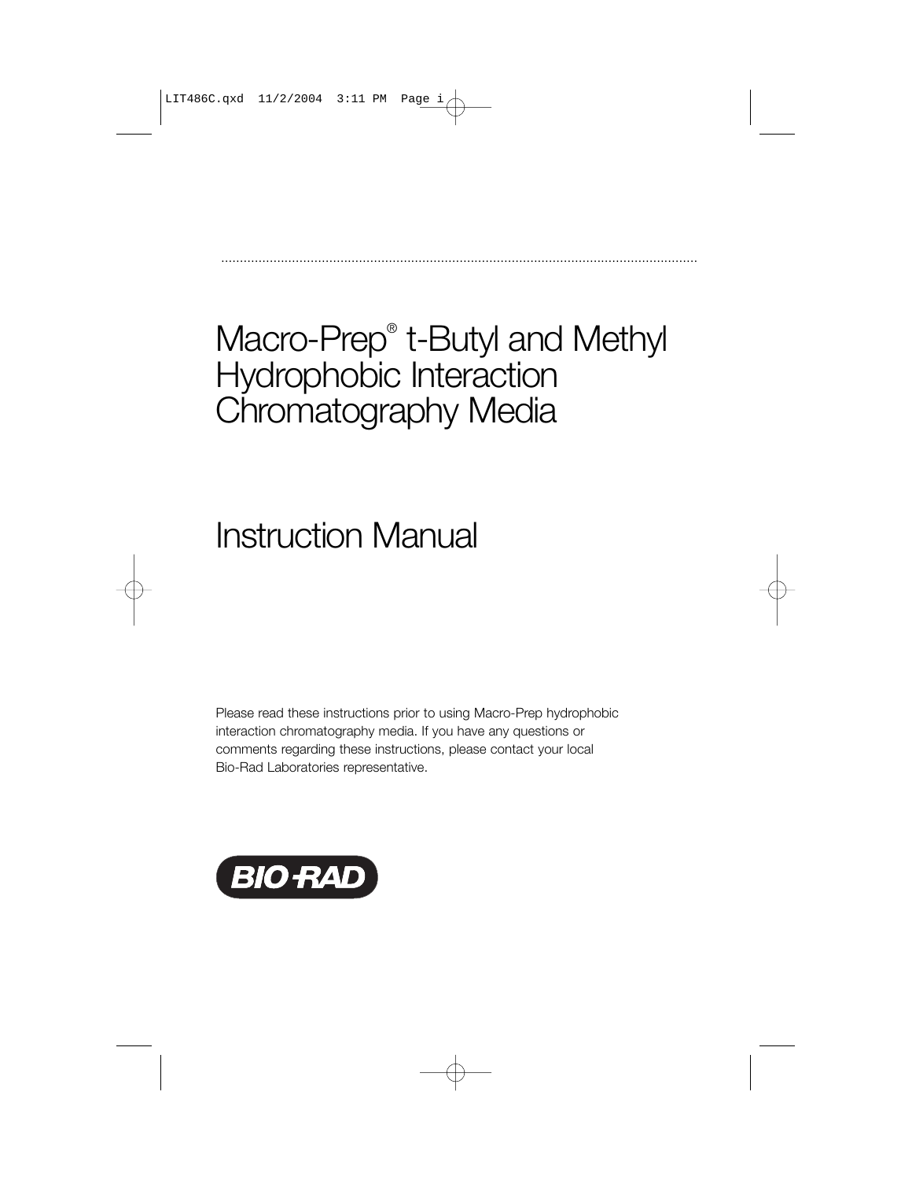# Macro-Prep® t-Butyl and Methyl Hydrophobic Interaction Chromatography Media

# Instruction Manual

Please read these instructions prior to using Macro-Prep hydrophobic interaction chromatography media. If you have any questions or comments regarding these instructions, please contact your local Bio-Rad Laboratories representative.

BIO-RAD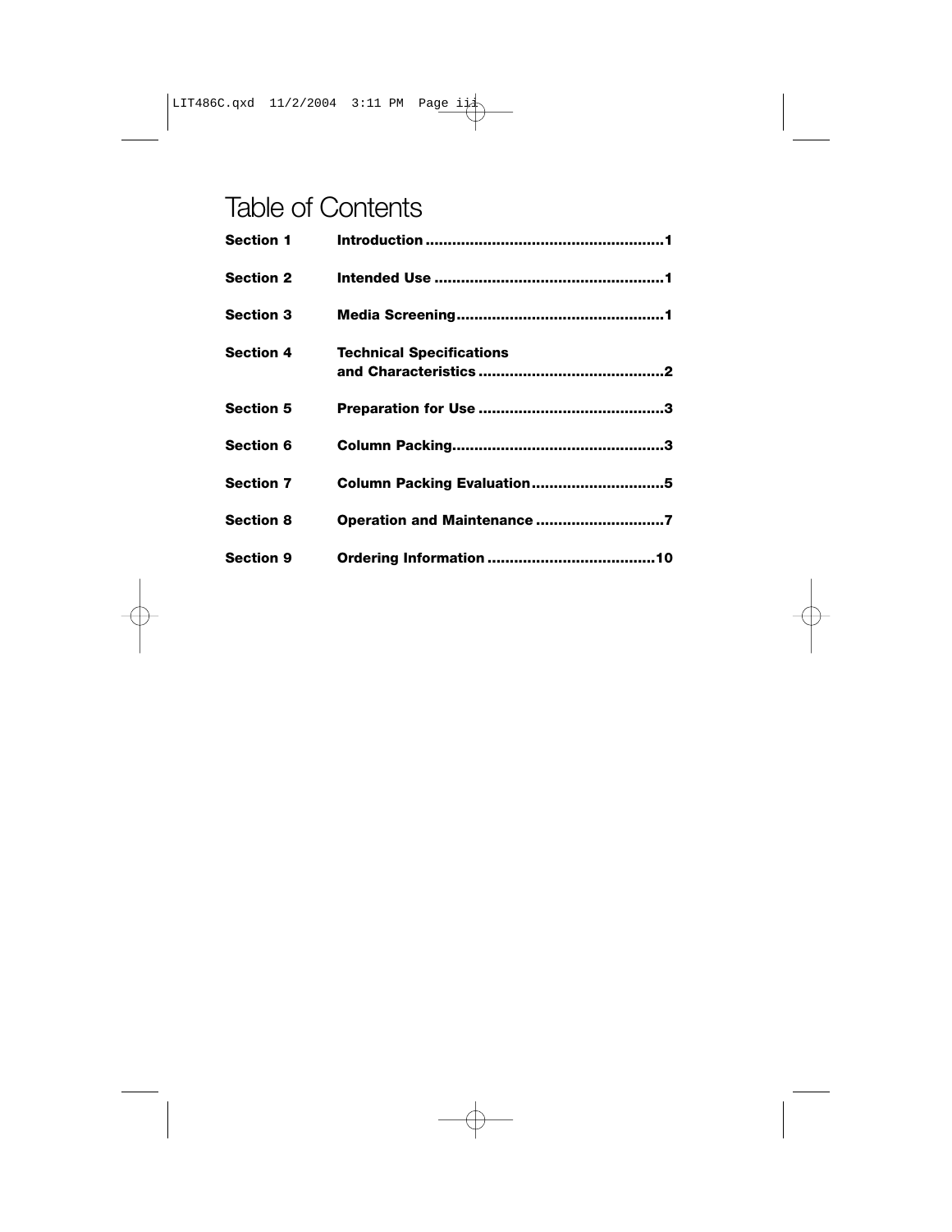# Table of Contents

| | | |
|---|---|---|
| **Section 1** | **Introduction** | **1** |
| **Section 2** | **Intended Use** | **1** |
| **Section 3** | **Media Screening** | **1** |
| **Section 4** | **Technical Specifications and Characteristics** | **2** |
| **Section 5** | **Preparation for Use** | **3** |
| **Section 6** | **Column Packing** | **3** |
| **Section 7** | **Column Packing Evaluation** | **5** |
| **Section 8** | **Operation and Maintenance** | **7** |
| **Section 9** | **Ordering Information** | **10** |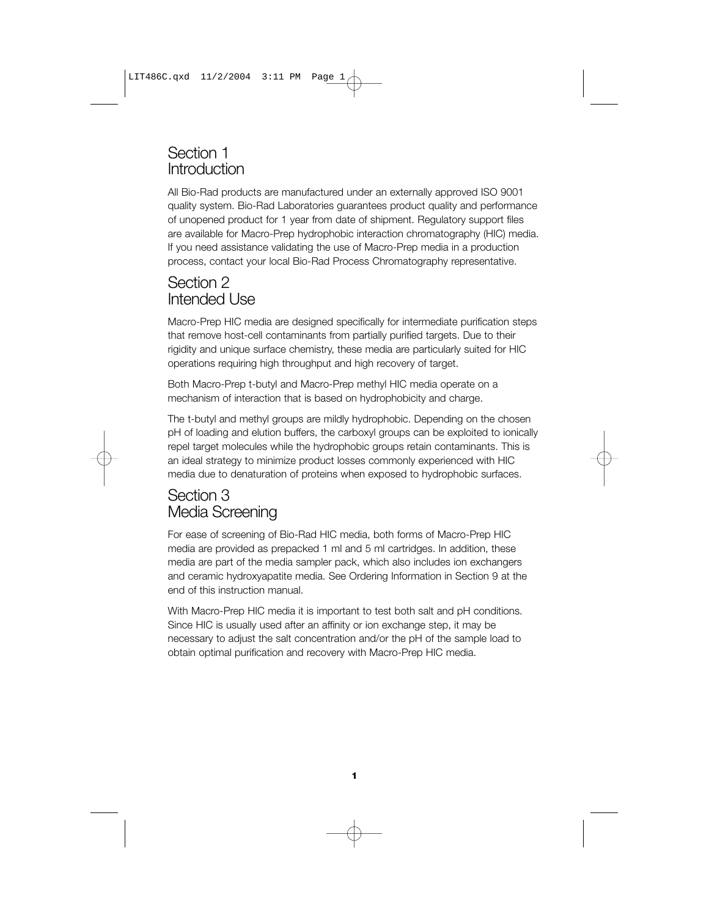## Section 1 Introduction

All Bio-Rad products are manufactured under an externally approved ISO 9001 quality system. Bio-Rad Laboratories guarantees product quality and performance of unopened product for 1 year from date of shipment. Regulatory support files are available for Macro-Prep hydrophobic interaction chromatography (HIC) media. If you need assistance validating the use of Macro-Prep media in a production process, contact your local Bio-Rad Process Chromatography representative.

## Section 2 Intended Use

Macro-Prep HIC media are designed specifically for intermediate purification steps that remove host-cell contaminants from partially purified targets. Due to their rigidity and unique surface chemistry, these media are particularly suited for HIC operations requiring high throughput and high recovery of target.

Both Macro-Prep t-butyl and Macro-Prep methyl HIC media operate on a mechanism of interaction that is based on hydrophobicity and charge.

The t-butyl and methyl groups are mildly hydrophobic. Depending on the chosen pH of loading and elution buffers, the carboxyl groups can be exploited to ionically repel target molecules while the hydrophobic groups retain contaminants. This is an ideal strategy to minimize product losses commonly experienced with HIC media due to denaturation of proteins when exposed to hydrophobic surfaces.

## Section 3 Media Screening

For ease of screening of Bio-Rad HIC media, both forms of Macro-Prep HIC media are provided as prepacked 1 ml and 5 ml cartridges. In addition, these media are part of the media sampler pack, which also includes ion exchangers and ceramic hydroxyapatite media. See Ordering Information in Section 9 at the end of this instruction manual.

With Macro-Prep HIC media it is important to test both salt and pH conditions. Since HIC is usually used after an affinity or ion exchange step, it may be necessary to adjust the salt concentration and/or the pH of the sample load to obtain optimal purification and recovery with Macro-Prep HIC media.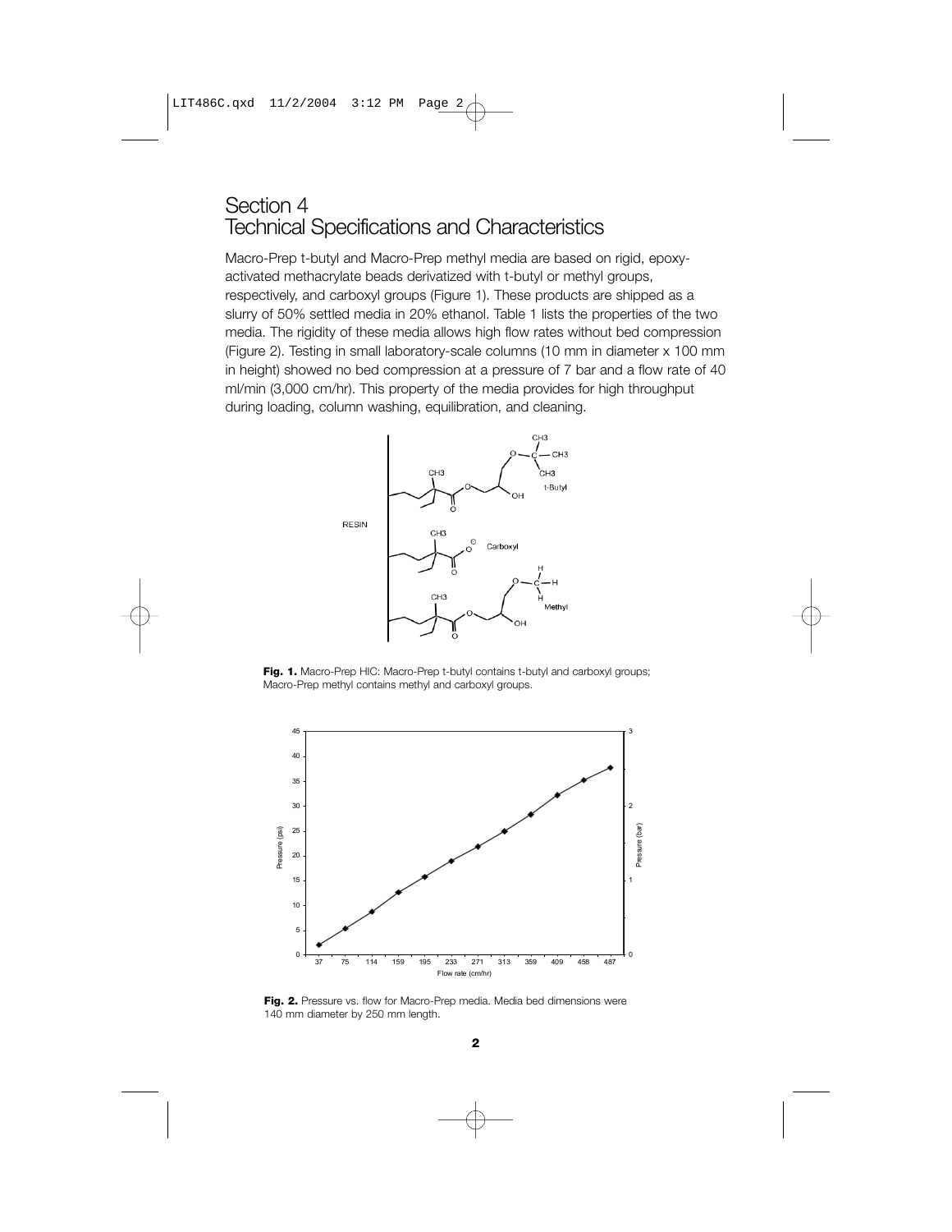# Section 4
# Technical Specifications and Characteristics

Macro-Prep t-butyl and Macro-Prep methyl media are based on rigid, epoxy-activated methacrylate beads derivatized with t-butyl or methyl groups, respectively, and carboxyl groups (Figure 1). These products are shipped as a slurry of 50% settled media in 20% ethanol. Table 1 lists the properties of the two media. The rigidity of these media allows high flow rates without bed compression (Figure 2). Testing in small laboratory-scale columns (10 mm in diameter x 100 mm in height) showed no bed compression at a pressure of 7 bar and a flow rate of 40 ml/min (3,000 cm/hr). This property of the media provides for high throughput during loading, column washing, equilibration, and cleaning.

**Fig. 1.** Macro-Prep HIC: Macro-Prep t-butyl contains t-butyl and carboxyl groups; Macro-Prep methyl contains methyl and carboxyl groups.

**Fig. 2.** Pressure vs. flow for Macro-Prep media. Media bed dimensions were 140 mm diameter by 250 mm length.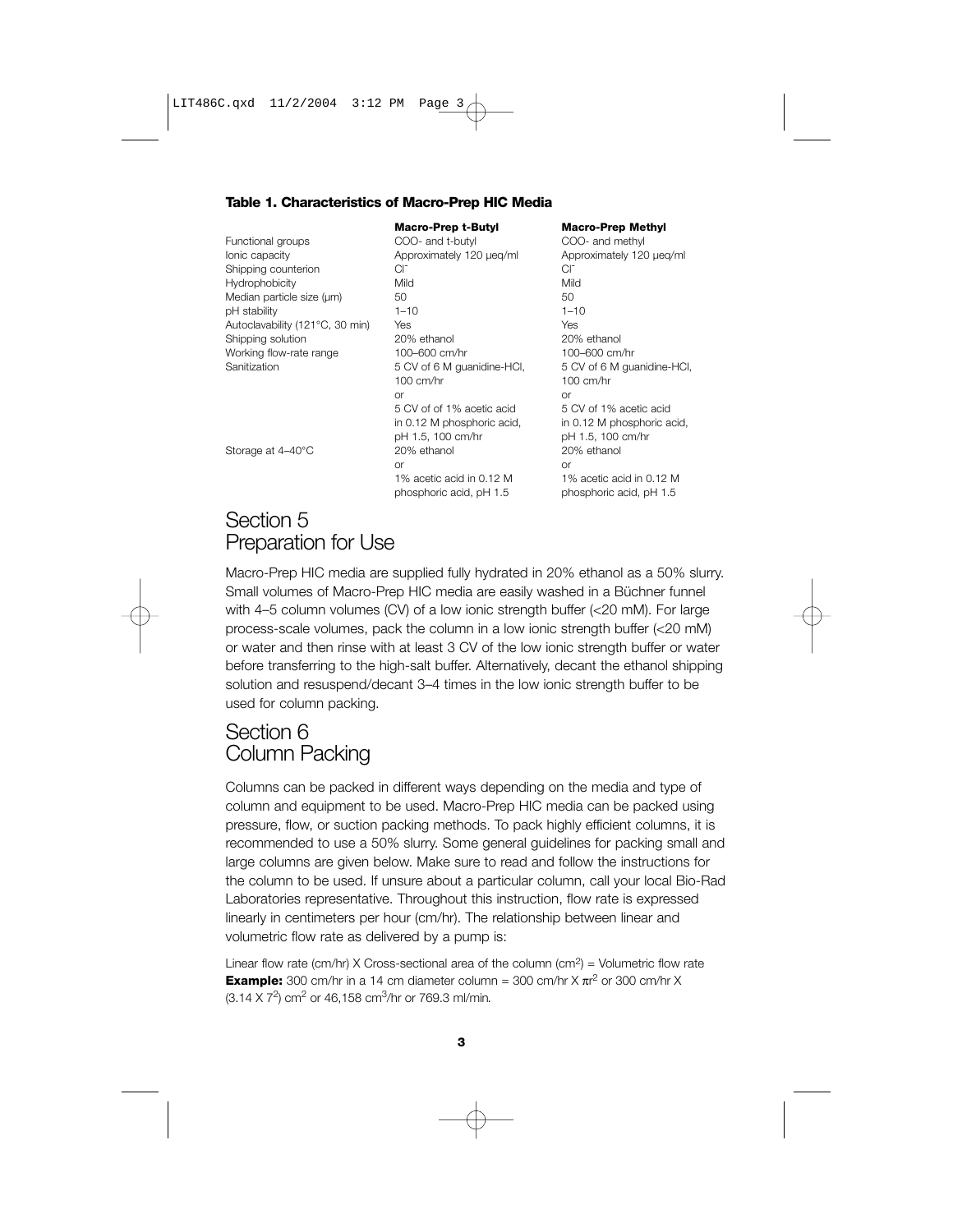**Table 1. Characteristics of Macro-Prep HIC Media**

| | Macro-Prep t-Butyl | Macro-Prep Methyl |
|---|---|---|
| Functional groups | COO- and t-butyl | COO- and methyl |
| Ionic capacity | Approximately 120 µeq/ml | Approximately 120 µeq/ml |
| Shipping counterion | $Cl^-$ | $Cl^-$ |
| Hydrophobicity | Mild | Mild |
| Median particle size (µm) | 50 | 50 |
| pH stability | 1–10 | 1–10 |
| Autoclavability (121°C, 30 min) | Yes | Yes |
| Shipping solution | 20% ethanol | 20% ethanol |
| Working flow-rate range | 100–600 cm/hr | 100–600 cm/hr |
| Sanitization | 5 CV of 6 M guanidine-HCl, 100 cm/hr or 5 CV of of 1% acetic acid in 0.12 M phosphoric acid, pH 1.5, 100 cm/hr | 5 CV of 6 M guanidine-HCl, 100 cm/hr or 5 CV of 1% acetic acid in 0.12 M phosphoric acid, pH 1.5, 100 cm/hr |
| Storage at 4–40°C | 20% ethanol or 1% acetic acid in 0.12 M phosphoric acid, pH 1.5 | 20% ethanol or 1% acetic acid in 0.12 M phosphoric acid, pH 1.5 |

# Section 5 Preparation for Use

Macro-Prep HIC media are supplied fully hydrated in 20% ethanol as a 50% slurry. Small volumes of Macro-Prep HIC media are easily washed in a Büchner funnel with 4–5 column volumes (CV) of a low ionic strength buffer (<20 mM). For large process-scale volumes, pack the column in a low ionic strength buffer (<20 mM) or water and then rinse with at least 3 CV of the low ionic strength buffer or water before transferring to the high-salt buffer. Alternatively, decant the ethanol shipping solution and resuspend/decant 3–4 times in the low ionic strength buffer to be used for column packing.

# Section 6 Column Packing

Columns can be packed in different ways depending on the media and type of column and equipment to be used. Macro-Prep HIC media can be packed using pressure, flow, or suction packing methods. To pack highly efficient columns, it is recommended to use a 50% slurry. Some general guidelines for packing small and large columns are given below. Make sure to read and follow the instructions for the column to be used. If unsure about a particular column, call your local Bio-Rad Laboratories representative. Throughout this instruction, flow rate is expressed linearly in centimeters per hour (cm/hr). The relationship between linear and volumetric flow rate as delivered by a pump is:

Linear flow rate (cm/hr) X Cross-sectional area of the column ($cm^2$) = Volumetric flow rate

**Example:** 300 cm/hr in a 14 cm diameter column = 300 cm/hr X $\pi r^2$ or 300 cm/hr X ($3.14 \times 7^2$) $cm^2$ or 46,158 $cm^3$/hr or 769.3 ml/min.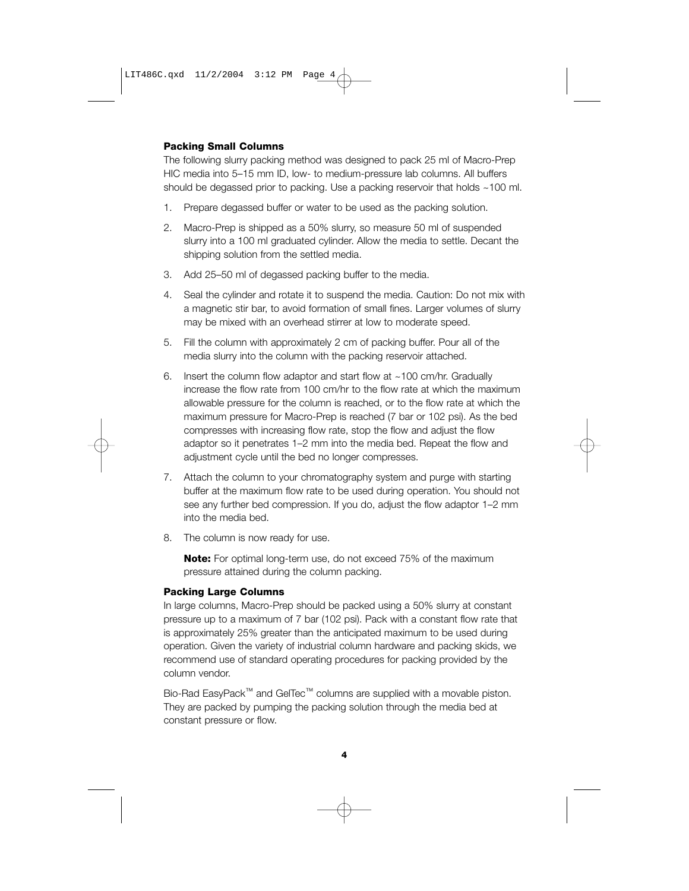### Packing Small Columns

The following slurry packing method was designed to pack 25 ml of Macro-Prep HIC media into 5–15 mm ID, low- to medium-pressure lab columns. All buffers should be degassed prior to packing. Use a packing reservoir that holds ~100 ml.

1. Prepare degassed buffer or water to be used as the packing solution.
2. Macro-Prep is shipped as a 50% slurry, so measure 50 ml of suspended slurry into a 100 ml graduated cylinder. Allow the media to settle. Decant the shipping solution from the settled media.
3. Add 25–50 ml of degassed packing buffer to the media.
4. Seal the cylinder and rotate it to suspend the media. Caution: Do not mix with a magnetic stir bar, to avoid formation of small fines. Larger volumes of slurry may be mixed with an overhead stirrer at low to moderate speed.
5. Fill the column with approximately 2 cm of packing buffer. Pour all of the media slurry into the column with the packing reservoir attached.
6. Insert the column flow adaptor and start flow at ~100 cm/hr. Gradually increase the flow rate from 100 cm/hr to the flow rate at which the maximum allowable pressure for the column is reached, or to the flow rate at which the maximum pressure for Macro-Prep is reached (7 bar or 102 psi). As the bed compresses with increasing flow rate, stop the flow and adjust the flow adaptor so it penetrates 1–2 mm into the media bed. Repeat the flow and adjustment cycle until the bed no longer compresses.
7. Attach the column to your chromatography system and purge with starting buffer at the maximum flow rate to be used during operation. You should not see any further bed compression. If you do, adjust the flow adaptor 1–2 mm into the media bed.
8. The column is now ready for use.

   **Note:** For optimal long-term use, do not exceed 75% of the maximum pressure attained during the column packing.

### Packing Large Columns

In large columns, Macro-Prep should be packed using a 50% slurry at constant pressure up to a maximum of 7 bar (102 psi). Pack with a constant flow rate that is approximately 25% greater than the anticipated maximum to be used during operation. Given the variety of industrial column hardware and packing skids, we recommend use of standard operating procedures for packing provided by the column vendor.

Bio-Rad EasyPack™ and GelTec™ columns are supplied with a movable piston. They are packed by pumping the packing solution through the media bed at constant pressure or flow.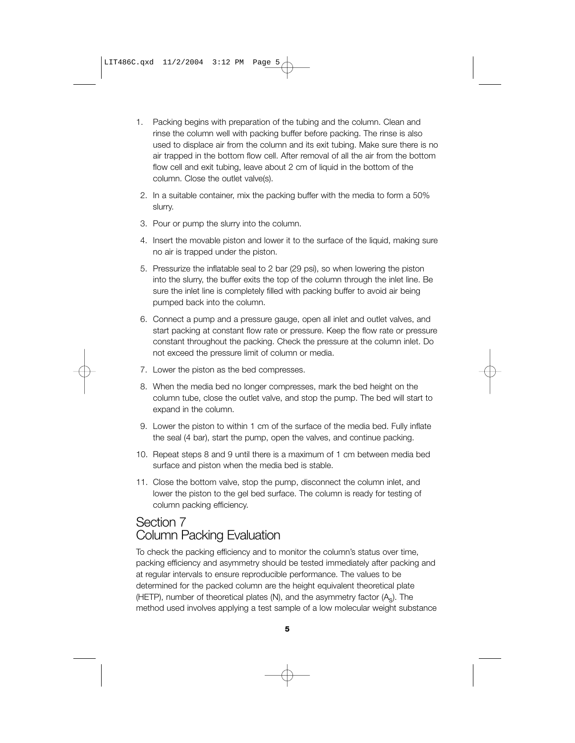1. Packing begins with preparation of the tubing and the column. Clean and rinse the column well with packing buffer before packing. The rinse is also used to displace air from the column and its exit tubing. Make sure there is no air trapped in the bottom flow cell. After removal of all the air from the bottom flow cell and exit tubing, leave about 2 cm of liquid in the bottom of the column. Close the outlet valve(s).
2. In a suitable container, mix the packing buffer with the media to form a 50% slurry.
3. Pour or pump the slurry into the column.
4. Insert the movable piston and lower it to the surface of the liquid, making sure no air is trapped under the piston.
5. Pressurize the inflatable seal to 2 bar (29 psi), so when lowering the piston into the slurry, the buffer exits the top of the column through the inlet line. Be sure the inlet line is completely filled with packing buffer to avoid air being pumped back into the column.
6. Connect a pump and a pressure gauge, open all inlet and outlet valves, and start packing at constant flow rate or pressure. Keep the flow rate or pressure constant throughout the packing. Check the pressure at the column inlet. Do not exceed the pressure limit of column or media.
7. Lower the piston as the bed compresses.
8. When the media bed no longer compresses, mark the bed height on the column tube, close the outlet valve, and stop the pump. The bed will start to expand in the column.
9. Lower the piston to within 1 cm of the surface of the media bed. Fully inflate the seal (4 bar), start the pump, open the valves, and continue packing.
10. Repeat steps 8 and 9 until there is a maximum of 1 cm between media bed surface and piston when the media bed is stable.
11. Close the bottom valve, stop the pump, disconnect the column inlet, and lower the piston to the gel bed surface. The column is ready for testing of column packing efficiency.

## Section 7
## Column Packing Evaluation

To check the packing efficiency and to monitor the column's status over time, packing efficiency and asymmetry should be tested immediately after packing and at regular intervals to ensure reproducible performance. The values to be determined for the packed column are the height equivalent theoretical plate (HETP), number of theoretical plates (N), and the asymmetry factor ($A_S$). The method used involves applying a test sample of a low molecular weight substance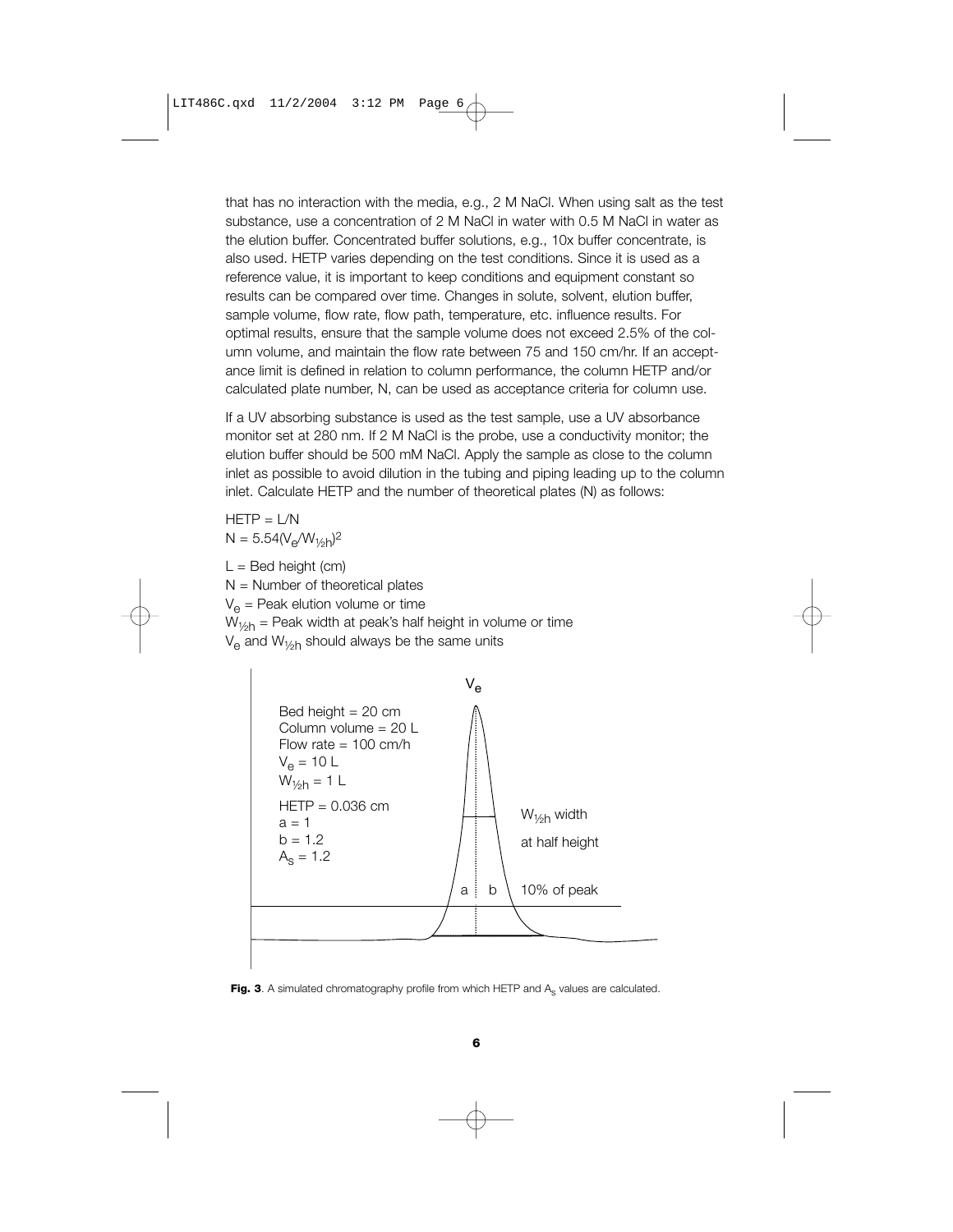that has no interaction with the media, e.g., 2 M NaCl. When using salt as the test substance, use a concentration of 2 M NaCl in water with 0.5 M NaCl in water as the elution buffer. Concentrated buffer solutions, e.g., 10x buffer concentrate, is also used. HETP varies depending on the test conditions. Since it is used as a reference value, it is important to keep conditions and equipment constant so results can be compared over time. Changes in solute, solvent, elution buffer, sample volume, flow rate, flow path, temperature, etc. influence results. For optimal results, ensure that the sample volume does not exceed 2.5% of the column volume, and maintain the flow rate between 75 and 150 cm/hr. If an acceptance limit is defined in relation to column performance, the column HETP and/or calculated plate number, N, can be used as acceptance criteria for column use.

If a UV absorbing substance is used as the test sample, use a UV absorbance monitor set at 280 nm. If 2 M NaCl is the probe, use a conductivity monitor; the elution buffer should be 500 mM NaCl. Apply the sample as close to the column inlet as possible to avoid dilution in the tubing and piping leading up to the column inlet. Calculate HETP and the number of theoretical plates (N) as follows:

$\text{HETP} = L/N$

$N = 5.54(V_e/W_{½h})^2$

$L$ = Bed height (cm)

$N$ = Number of theoretical plates

$V_e$ = Peak elution volume or time

$W_{½h}$ = Peak width at peak's half height in volume or time

$V_e$ and $W_{½h}$ should always be the same units

$V_e$

Bed height = 20 cm
Column volume = 20 L
Flow rate = 100 cm/h
$V_e$ = 10 L
$W_{½h}$ = 1 L

HETP = 0.036 cm
a = 1
b = 1.2
$A_s$ = 1.2

$W_{½h}$ width at half height

a b 10% of peak

**Fig. 3**. A simulated chromatography profile from which HETP and $A_s$ values are calculated.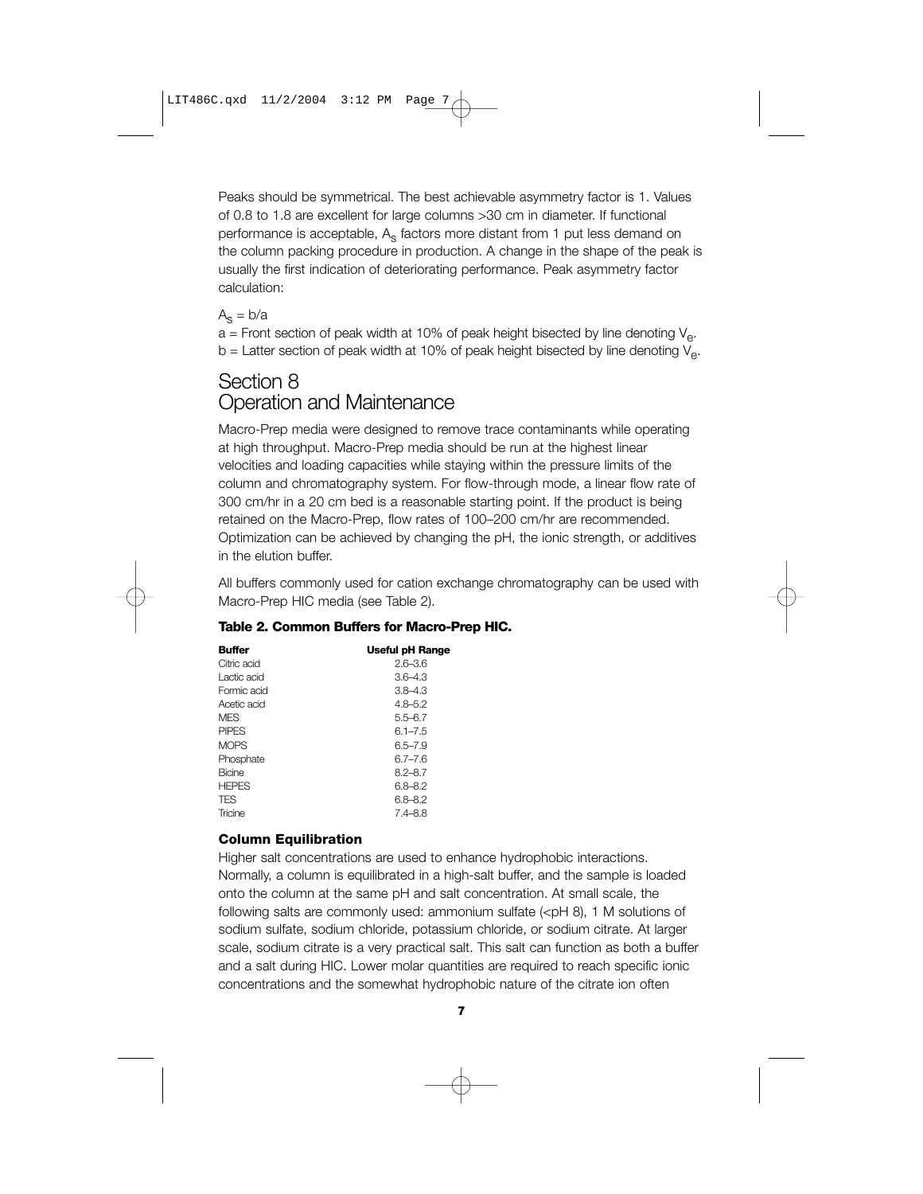Peaks should be symmetrical. The best achievable asymmetry factor is 1. Values of 0.8 to 1.8 are excellent for large columns >30 cm in diameter. If functional performance is acceptable, $A_s$ factors more distant from 1 put less demand on the column packing procedure in production. A change in the shape of the peak is usually the first indication of deteriorating performance. Peak asymmetry factor calculation:

$A_s = b/a$

a = Front section of peak width at 10% of peak height bisected by line denoting $V_e$.
b = Latter section of peak width at 10% of peak height bisected by line denoting $V_e$.

# Section 8
# Operation and Maintenance

Macro-Prep media were designed to remove trace contaminants while operating at high throughput. Macro-Prep media should be run at the highest linear velocities and loading capacities while staying within the pressure limits of the column and chromatography system. For flow-through mode, a linear flow rate of 300 cm/hr in a 20 cm bed is a reasonable starting point. If the product is being retained on the Macro-Prep, flow rates of 100–200 cm/hr are recommended. Optimization can be achieved by changing the pH, the ionic strength, or additives in the elution buffer.

All buffers commonly used for cation exchange chromatography can be used with Macro-Prep HIC media (see Table 2).

**Table 2. Common Buffers for Macro-Prep HIC.**

| Buffer | Useful pH Range |
|---|---|
| Citric acid | 2.6–3.6 |
| Lactic acid | 3.6–4.3 |
| Formic acid | 3.8–4.3 |
| Acetic acid | 4.8–5.2 |
| MES | 5.5–6.7 |
| PIPES | 6.1–7.5 |
| MOPS | 6.5–7.9 |
| Phosphate | 6.7–7.6 |
| Bicine | 8.2–8.7 |
| HEPES | 6.8–8.2 |
| TES | 6.8–8.2 |
| Tricine | 7.4–8.8 |

### Column Equilibration

Higher salt concentrations are used to enhance hydrophobic interactions. Normally, a column is equilibrated in a high-salt buffer, and the sample is loaded onto the column at the same pH and salt concentration. At small scale, the following salts are commonly used: ammonium sulfate (<pH 8), 1 M solutions of sodium sulfate, sodium chloride, potassium chloride, or sodium citrate. At larger scale, sodium citrate is a very practical salt. This salt can function as both a buffer and a salt during HIC. Lower molar quantities are required to reach specific ionic concentrations and the somewhat hydrophobic nature of the citrate ion often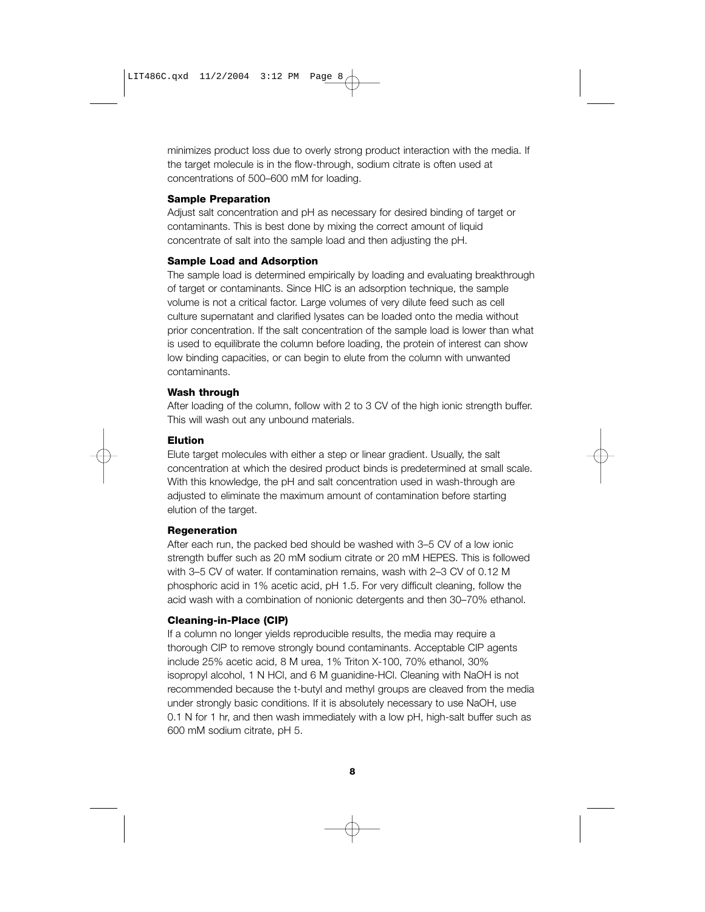minimizes product loss due to overly strong product interaction with the media. If the target molecule is in the flow-through, sodium citrate is often used at concentrations of 500–600 mM for loading.

**Sample Preparation**

Adjust salt concentration and pH as necessary for desired binding of target or contaminants. This is best done by mixing the correct amount of liquid concentrate of salt into the sample load and then adjusting the pH.

**Sample Load and Adsorption**

The sample load is determined empirically by loading and evaluating breakthrough of target or contaminants. Since HIC is an adsorption technique, the sample volume is not a critical factor. Large volumes of very dilute feed such as cell culture supernatant and clarified lysates can be loaded onto the media without prior concentration. If the salt concentration of the sample load is lower than what is used to equilibrate the column before loading, the protein of interest can show low binding capacities, or can begin to elute from the column with unwanted contaminants.

**Wash through**

After loading of the column, follow with 2 to 3 CV of the high ionic strength buffer. This will wash out any unbound materials.

**Elution**

Elute target molecules with either a step or linear gradient. Usually, the salt concentration at which the desired product binds is predetermined at small scale. With this knowledge, the pH and salt concentration used in wash-through are adjusted to eliminate the maximum amount of contamination before starting elution of the target.

**Regeneration**

After each run, the packed bed should be washed with 3–5 CV of a low ionic strength buffer such as 20 mM sodium citrate or 20 mM HEPES. This is followed with 3–5 CV of water. If contamination remains, wash with 2–3 CV of 0.12 M phosphoric acid in 1% acetic acid, pH 1.5. For very difficult cleaning, follow the acid wash with a combination of nonionic detergents and then 30–70% ethanol.

**Cleaning-in-Place (CIP)**

If a column no longer yields reproducible results, the media may require a thorough CIP to remove strongly bound contaminants. Acceptable CIP agents include 25% acetic acid, 8 M urea, 1% Triton X-100, 70% ethanol, 30% isopropyl alcohol, 1 N HCl, and 6 M guanidine-HCl. Cleaning with NaOH is not recommended because the t-butyl and methyl groups are cleaved from the media under strongly basic conditions. If it is absolutely necessary to use NaOH, use 0.1 N for 1 hr, and then wash immediately with a low pH, high-salt buffer such as 600 mM sodium citrate, pH 5.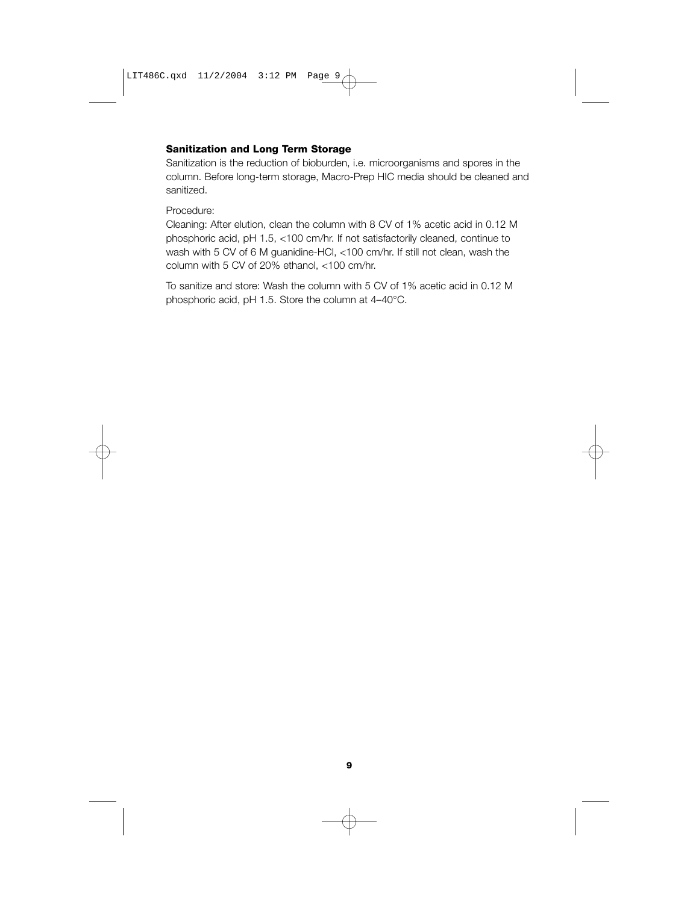### Sanitization and Long Term Storage

Sanitization is the reduction of bioburden, i.e. microorganisms and spores in the column. Before long-term storage, Macro-Prep HIC media should be cleaned and sanitized.

Procedure:

Cleaning: After elution, clean the column with 8 CV of 1% acetic acid in 0.12 M phosphoric acid, pH 1.5, <100 cm/hr. If not satisfactorily cleaned, continue to wash with 5 CV of 6 M guanidine-HCl, <100 cm/hr. If still not clean, wash the column with 5 CV of 20% ethanol, <100 cm/hr.

To sanitize and store: Wash the column with 5 CV of 1% acetic acid in 0.12 M phosphoric acid, pH 1.5. Store the column at 4–40°C.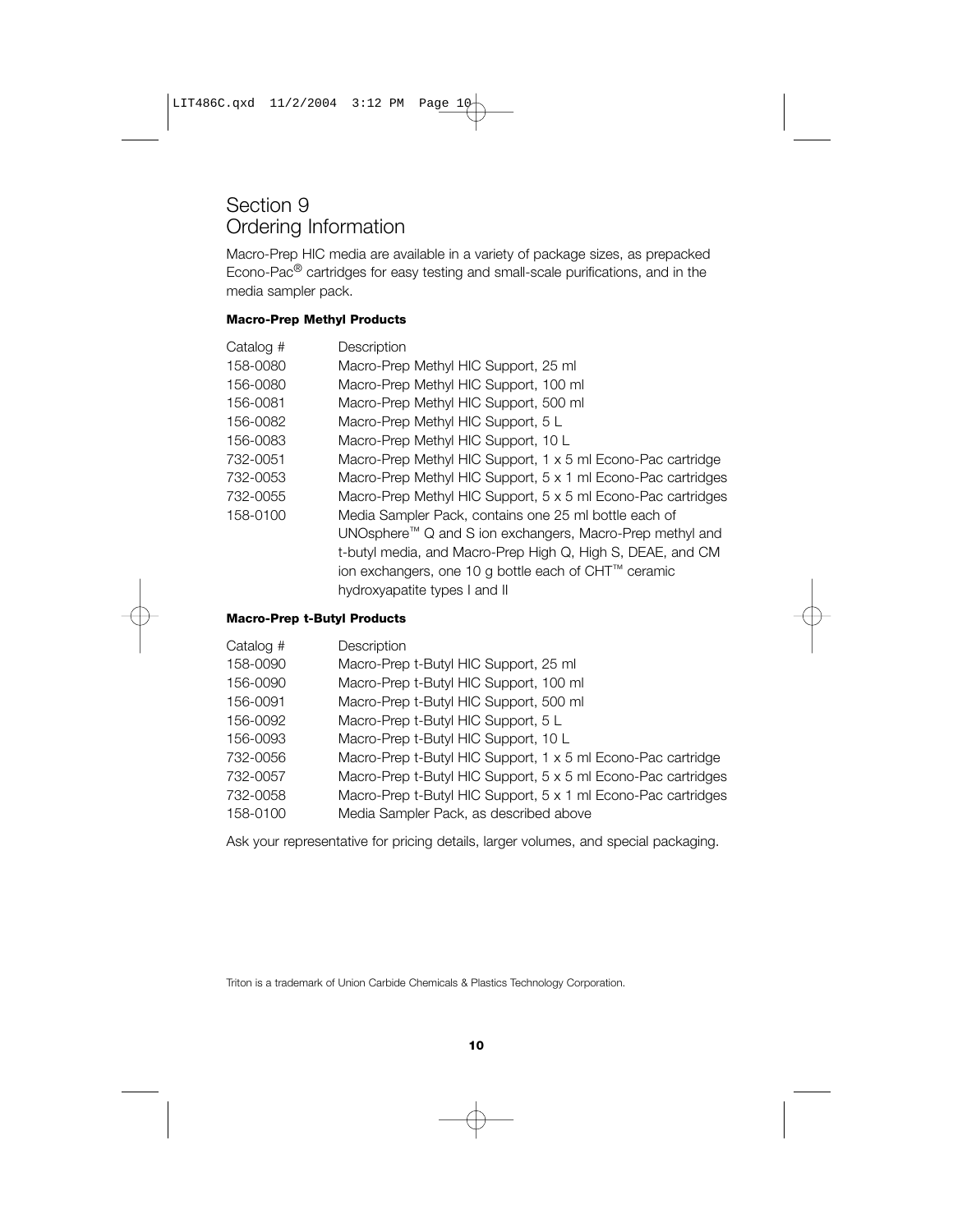# Section 9
# Ordering Information

Macro-Prep HIC media are available in a variety of package sizes, as prepacked Econo-Pac® cartridges for easy testing and small-scale purifications, and in the media sampler pack.

**Macro-Prep Methyl Products**

| Catalog # | Description |
|---|---|
| 158-0080 | Macro-Prep Methyl HIC Support, 25 ml |
| 156-0080 | Macro-Prep Methyl HIC Support, 100 ml |
| 156-0081 | Macro-Prep Methyl HIC Support, 500 ml |
| 156-0082 | Macro-Prep Methyl HIC Support, 5 L |
| 156-0083 | Macro-Prep Methyl HIC Support, 10 L |
| 732-0051 | Macro-Prep Methyl HIC Support, 1 x 5 ml Econo-Pac cartridge |
| 732-0053 | Macro-Prep Methyl HIC Support, 5 x 1 ml Econo-Pac cartridges |
| 732-0055 | Macro-Prep Methyl HIC Support, 5 x 5 ml Econo-Pac cartridges |
| 158-0100 | Media Sampler Pack, contains one 25 ml bottle each of UNOsphere™ Q and S ion exchangers, Macro-Prep methyl and t-butyl media, and Macro-Prep High Q, High S, DEAE, and CM ion exchangers, one 10 g bottle each of CHT™ ceramic hydroxyapatite types I and II |

**Macro-Prep t-Butyl Products**

| Catalog # | Description |
|---|---|
| 158-0090 | Macro-Prep t-Butyl HIC Support, 25 ml |
| 156-0090 | Macro-Prep t-Butyl HIC Support, 100 ml |
| 156-0091 | Macro-Prep t-Butyl HIC Support, 500 ml |
| 156-0092 | Macro-Prep t-Butyl HIC Support, 5 L |
| 156-0093 | Macro-Prep t-Butyl HIC Support, 10 L |
| 732-0056 | Macro-Prep t-Butyl HIC Support, 1 x 5 ml Econo-Pac cartridge |
| 732-0057 | Macro-Prep t-Butyl HIC Support, 5 x 5 ml Econo-Pac cartridges |
| 732-0058 | Macro-Prep t-Butyl HIC Support, 5 x 1 ml Econo-Pac cartridges |
| 158-0100 | Media Sampler Pack, as described above |

Ask your representative for pricing details, larger volumes, and special packaging.

Triton is a trademark of Union Carbide Chemicals & Plastics Technology Corporation.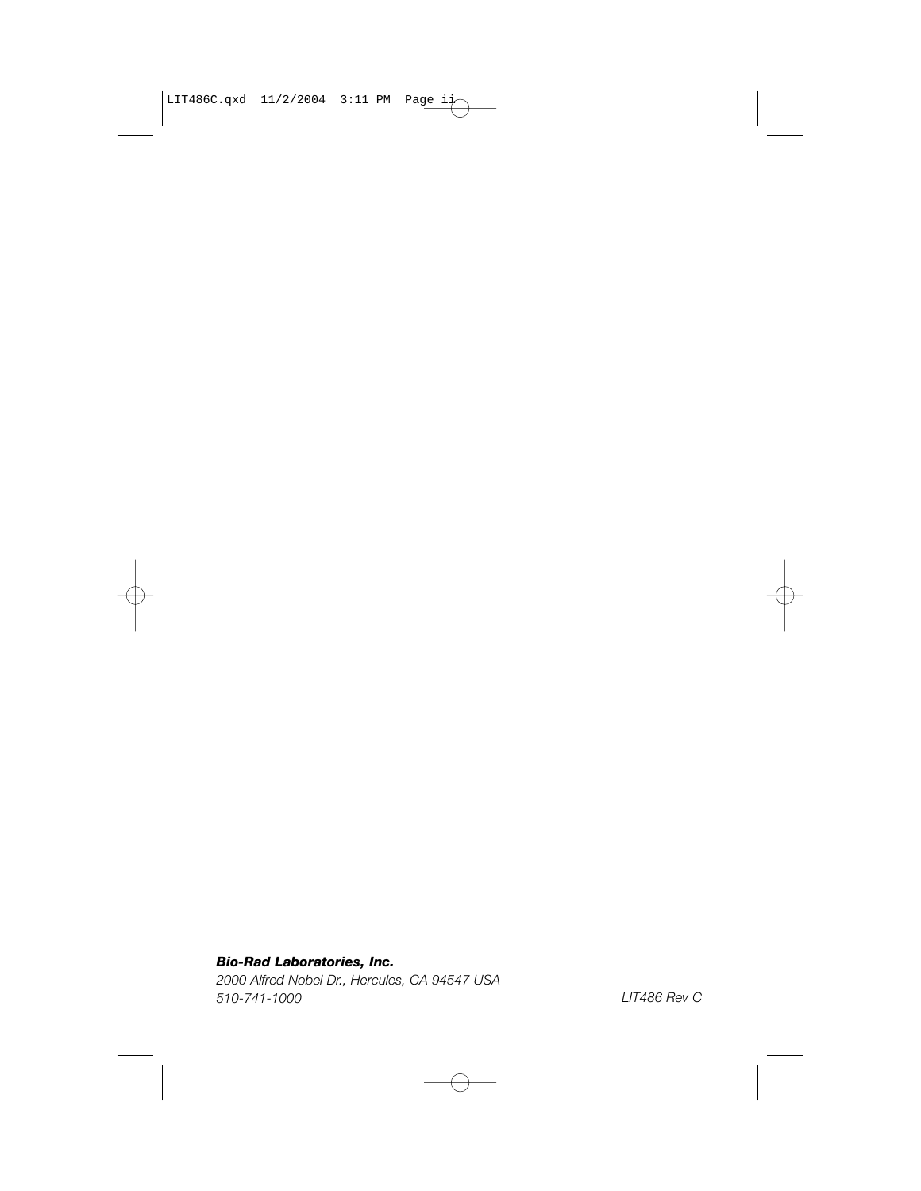***Bio-Rad Laboratories, Inc.***

*2000 Alfred Nobel Dr., Hercules, CA 94547 USA*

*510-741-1000*

*LIT486 Rev C*